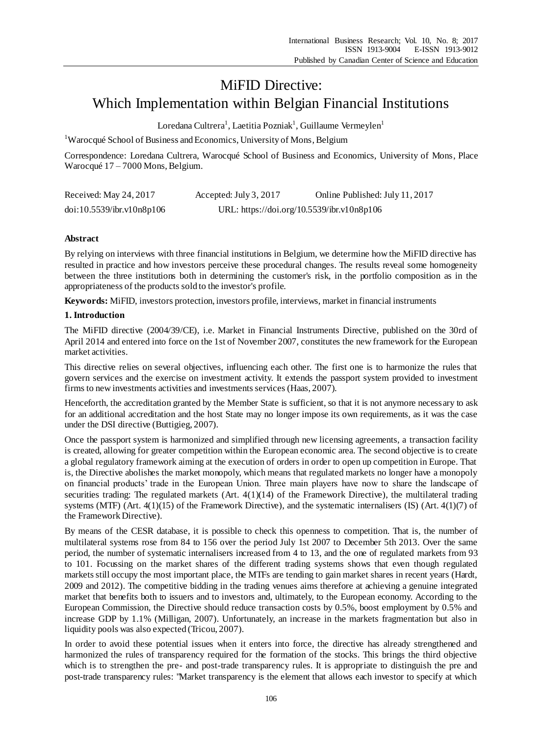# MiFID Directive: Which Implementation within Belgian Financial Institutions

Loredana Cultrera[1], Laetitia Pozniak[1], Guillaume Vermeylen[1]

[1]Warocqué School of Business and Economics, University of Mons, Belgium

Correspondence: Loredana Cultrera, Warocqué School of Business and Economics, University of Mons, Place Warocqué 17 – 7000 Mons, Belgium.

Received: May 24, 2017 Accepted: July 3, 2017 Online Published: July 11, 2017

doi:10.5539/ibr.v10n8p106 URL: https://doi.org/10.5539/ibr.v10n8p106

**Abstract**

By relying on interviews with three financial institutions in Belgium, we determine how the MiFID directive has resulted in practice and how investors perceive these procedural changes. The results reveal some homogeneity between the three institutions both in determining the customer's risk, in the portfolio composition as in the appropriateness of the products sold to the investor's profile.

**Keywords:** MiFID, investors protection, investors profile, interviews, market in financial instruments

## 1. Introduction

The MiFID directive (2004/39/CE), i.e. Market in Financial Instruments Directive, published on the 30rd of April 2014 and entered into force on the 1st of November 2007, constitutes the new framework for the European market activities.

This directive relies on several objectives, influencing each other. The first one is to harmonize the rules that govern services and the exercise on investment activity. It extends the passport system provided to investment firms to new investments activities and investments services (Haas, 2007).

Henceforth, the accreditation granted by the Member State is sufficient, so that it is not anymore necessary to ask for an additional accreditation and the host State may no longer impose its own requirements, as it was the case under the DSI directive (Buttigieg, 2007).

Once the passport system is harmonized and simplified through new licensing agreements, a transaction facility is created, allowing for greater competition within the European economic area. The second objective is to create a global regulatory framework aiming at the execution of orders in order to open up competition in Europe. That is, the Directive abolishes the market monopoly, which means that regulated markets no longer have a monopoly on financial products' trade in the European Union. Three main players have now to share the landscape of securities trading: The regulated markets (Art. 4(1)(14) of the Framework Directive), the multilateral trading systems (MTF) (Art. 4(1)(15) of the Framework Directive), and the systematic internalisers (IS) (Art. 4(1)(7) of the Framework Directive).

By means of the CESR database, it is possible to check this openness to competition. That is, the number of multilateral systems rose from 84 to 156 over the period July 1st 2007 to December 5th 2013. Over the same period, the number of systematic internalisers increased from 4 to 13, and the one of regulated markets from 93 to 101. Focussing on the market shares of the different trading systems shows that even though regulated markets still occupy the most important place, the MTFs are tending to gain market shares in recent years (Hardt, 2009 and 2012). The competitive bidding in the trading venues aims therefore at achieving a genuine integrated market that benefits both to issuers and to investors and, ultimately, to the European economy. According to the European Commission, the Directive should reduce transaction costs by 0.5%, boost employment by 0.5% and increase GDP by 1.1% (Milligan, 2007). Unfortunately, an increase in the markets fragmentation but also in liquidity pools was also expected (Tricou, 2007).

In order to avoid these potential issues when it enters into force, the directive has already strengthened and harmonized the rules of transparency required for the formation of the stocks. This brings the third objective which is to strengthen the pre- and post-trade transparency rules. It is appropriate to distinguish the pre and post-trade transparency rules: "Market transparency is the element that allows each investor to specify at which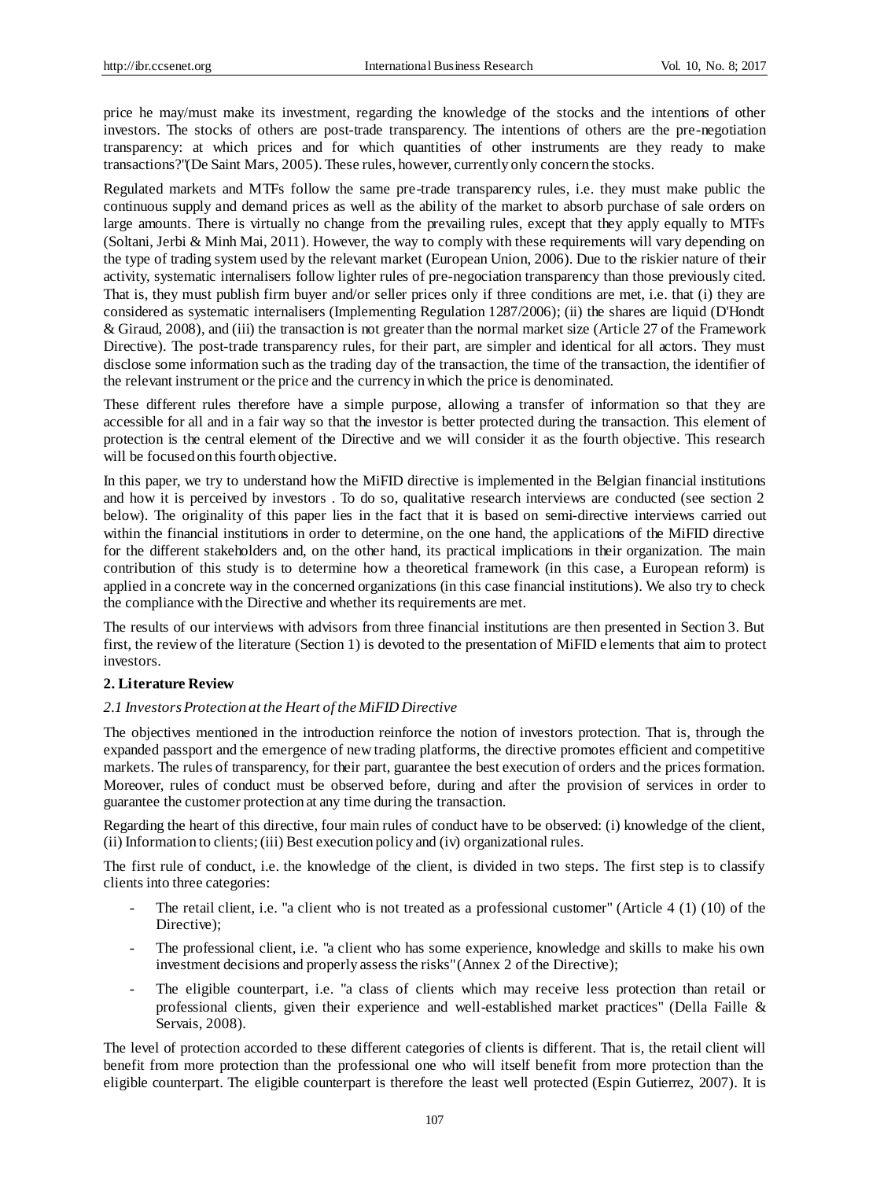price he may/must make its investment, regarding the knowledge of the stocks and the intentions of other investors. The stocks of others are post-trade transparency. The intentions of others are the pre-negotiation transparency: at which prices and for which quantities of other instruments are they ready to make transactions?"(De Saint Mars, 2005). These rules, however, currently only concern the stocks.

Regulated markets and MTFs follow the same pre-trade transparency rules, i.e. they must make public the continuous supply and demand prices as well as the ability of the market to absorb purchase of sale orders on large amounts. There is virtually no change from the prevailing rules, except that they apply equally to MTFs (Soltani, Jerbi & Minh Mai, 2011). However, the way to comply with these requirements will vary depending on the type of trading system used by the relevant market (European Union, 2006). Due to the riskier nature of their activity, systematic internalisers follow lighter rules of pre-negociation transparency than those previously cited. That is, they must publish firm buyer and/or seller prices only if three conditions are met, i.e. that (i) they are considered as systematic internalisers (Implementing Regulation 1287/2006); (ii) the shares are liquid (D'Hondt & Giraud, 2008), and (iii) the transaction is not greater than the normal market size (Article 27 of the Framework Directive). The post-trade transparency rules, for their part, are simpler and identical for all actors. They must disclose some information such as the trading day of the transaction, the time of the transaction, the identifier of the relevant instrument or the price and the currency in which the price is denominated.

These different rules therefore have a simple purpose, allowing a transfer of information so that they are accessible for all and in a fair way so that the investor is better protected during the transaction. This element of protection is the central element of the Directive and we will consider it as the fourth objective. This research will be focused on this fourth objective.

In this paper, we try to understand how the MiFID directive is implemented in the Belgian financial institutions and how it is perceived by investors . To do so, qualitative research interviews are conducted (see section 2 below). The originality of this paper lies in the fact that it is based on semi-directive interviews carried out within the financial institutions in order to determine, on the one hand, the applications of the MiFID directive for the different stakeholders and, on the other hand, its practical implications in their organization. The main contribution of this study is to determine how a theoretical framework (in this case, a European reform) is applied in a concrete way in the concerned organizations (in this case financial institutions). We also try to check the compliance with the Directive and whether its requirements are met.

The results of our interviews with advisors from three financial institutions are then presented in Section 3. But first, the review of the literature (Section 1) is devoted to the presentation of MiFID elements that aim to protect investors.

## 2. Literature Review

### *2.1 Investors Protection at the Heart of the MiFID Directive*

The objectives mentioned in the introduction reinforce the notion of investors protection. That is, through the expanded passport and the emergence of new trading platforms, the directive promotes efficient and competitive markets. The rules of transparency, for their part, guarantee the best execution of orders and the prices formation. Moreover, rules of conduct must be observed before, during and after the provision of services in order to guarantee the customer protection at any time during the transaction.

Regarding the heart of this directive, four main rules of conduct have to be observed: (i) knowledge of the client, (ii) Information to clients; (iii) Best execution policy and (iv) organizational rules.

The first rule of conduct, i.e. the knowledge of the client, is divided in two steps. The first step is to classify clients into three categories:

- The retail client, i.e. "a client who is not treated as a professional customer" (Article 4 (1) (10) of the Directive);
- The professional client, i.e. "a client who has some experience, knowledge and skills to make his own investment decisions and properly assess the risks" (Annex 2 of the Directive);
- The eligible counterpart, i.e. "a class of clients which may receive less protection than retail or professional clients, given their experience and well-established market practices" (Della Faille & Servais, 2008).

The level of protection accorded to these different categories of clients is different. That is, the retail client will benefit from more protection than the professional one who will itself benefit from more protection than the eligible counterpart. The eligible counterpart is therefore the least well protected (Espin Gutierrez, 2007). It is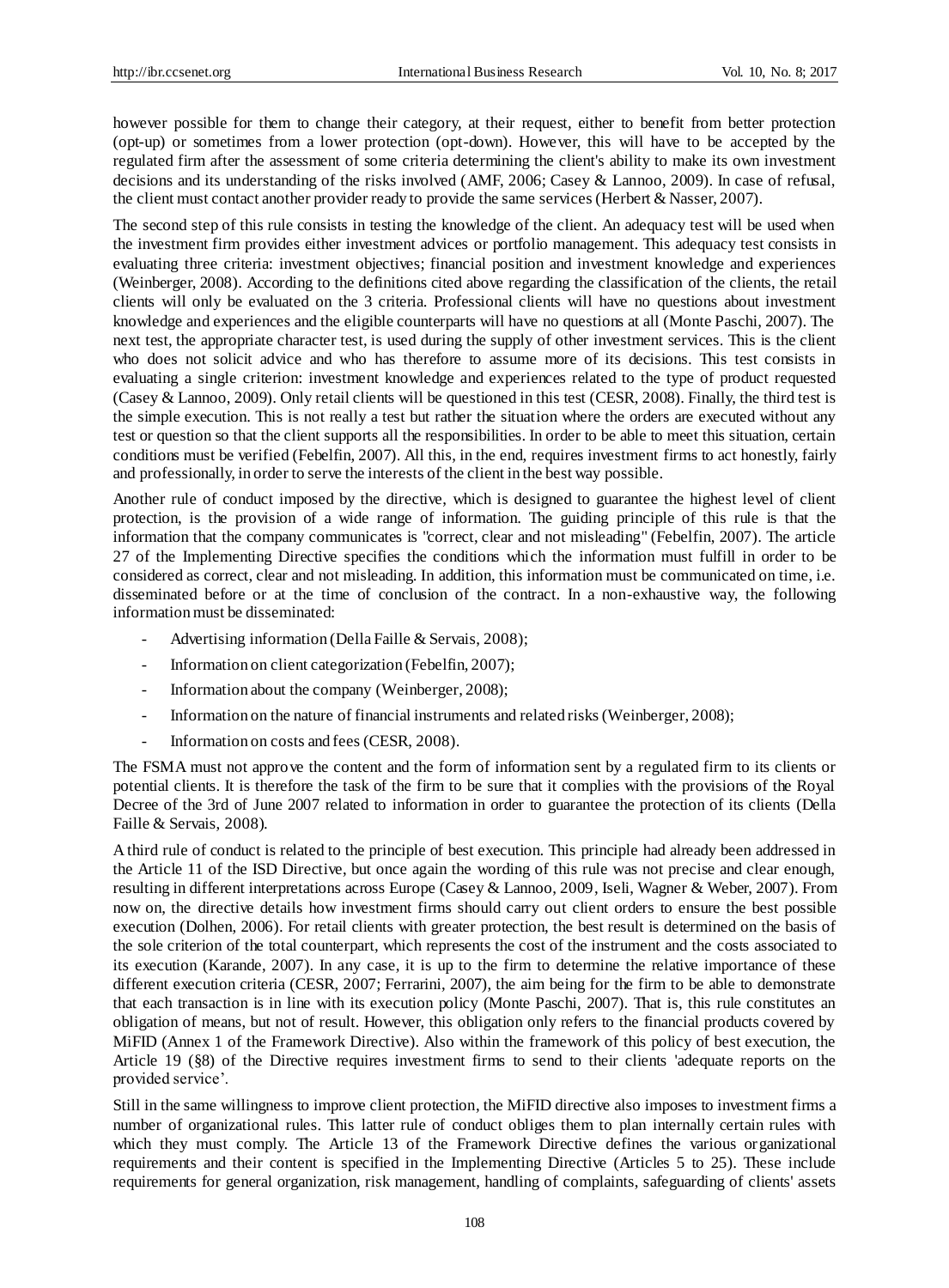however possible for them to change their category, at their request, either to benefit from better protection (opt-up) or sometimes from a lower protection (opt-down). However, this will have to be accepted by the regulated firm after the assessment of some criteria determining the client's ability to make its own investment decisions and its understanding of the risks involved (AMF, 2006; Casey & Lannoo, 2009). In case of refusal, the client must contact another provider ready to provide the same services (Herbert & Nasser, 2007).

The second step of this rule consists in testing the knowledge of the client. An adequacy test will be used when the investment firm provides either investment advices or portfolio management. This adequacy test consists in evaluating three criteria: investment objectives; financial position and investment knowledge and experiences (Weinberger, 2008). According to the definitions cited above regarding the classification of the clients, the retail clients will only be evaluated on the 3 criteria. Professional clients will have no questions about investment knowledge and experiences and the eligible counterparts will have no questions at all (Monte Paschi, 2007). The next test, the appropriate character test, is used during the supply of other investment services. This is the client who does not solicit advice and who has therefore to assume more of its decisions. This test consists in evaluating a single criterion: investment knowledge and experiences related to the type of product requested (Casey & Lannoo, 2009). Only retail clients will be questioned in this test (CESR, 2008). Finally, the third test is the simple execution. This is not really a test but rather the situation where the orders are executed without any test or question so that the client supports all the responsibilities. In order to be able to meet this situation, certain conditions must be verified (Febelfin, 2007). All this, in the end, requires investment firms to act honestly, fairly and professionally, in order to serve the interests of the client in the best way possible.

Another rule of conduct imposed by the directive, which is designed to guarantee the highest level of client protection, is the provision of a wide range of information. The guiding principle of this rule is that the information that the company communicates is "correct, clear and not misleading" (Febelfin, 2007). The article 27 of the Implementing Directive specifies the conditions which the information must fulfill in order to be considered as correct, clear and not misleading. In addition, this information must be communicated on time, i.e. disseminated before or at the time of conclusion of the contract. In a non-exhaustive way, the following information must be disseminated:

- Advertising information (Della Faille & Servais, 2008);
- Information on client categorization (Febelfin, 2007);
- Information about the company (Weinberger, 2008);
- Information on the nature of financial instruments and related risks (Weinberger, 2008);
- Information on costs and fees (CESR, 2008).

The FSMA must not approve the content and the form of information sent by a regulated firm to its clients or potential clients. It is therefore the task of the firm to be sure that it complies with the provisions of the Royal Decree of the 3rd of June 2007 related to information in order to guarantee the protection of its clients (Della Faille & Servais, 2008).

A third rule of conduct is related to the principle of best execution. This principle had already been addressed in the Article 11 of the ISD Directive, but once again the wording of this rule was not precise and clear enough, resulting in different interpretations across Europe (Casey & Lannoo, 2009, Iseli, Wagner & Weber, 2007). From now on, the directive details how investment firms should carry out client orders to ensure the best possible execution (Dolhen, 2006). For retail clients with greater protection, the best result is determined on the basis of the sole criterion of the total counterpart, which represents the cost of the instrument and the costs associated to its execution (Karande, 2007). In any case, it is up to the firm to determine the relative importance of these different execution criteria (CESR, 2007; Ferrarini, 2007), the aim being for the firm to be able to demonstrate that each transaction is in line with its execution policy (Monte Paschi, 2007). That is, this rule constitutes an obligation of means, but not of result. However, this obligation only refers to the financial products covered by MiFID (Annex 1 of the Framework Directive). Also within the framework of this policy of best execution, the Article 19 (§8) of the Directive requires investment firms to send to their clients 'adequate reports on the provided service'.

Still in the same willingness to improve client protection, the MiFID directive also imposes to investment firms a number of organizational rules. This latter rule of conduct obliges them to plan internally certain rules with which they must comply. The Article 13 of the Framework Directive defines the various organizational requirements and their content is specified in the Implementing Directive (Articles 5 to 25). These include requirements for general organization, risk management, handling of complaints, safeguarding of clients' assets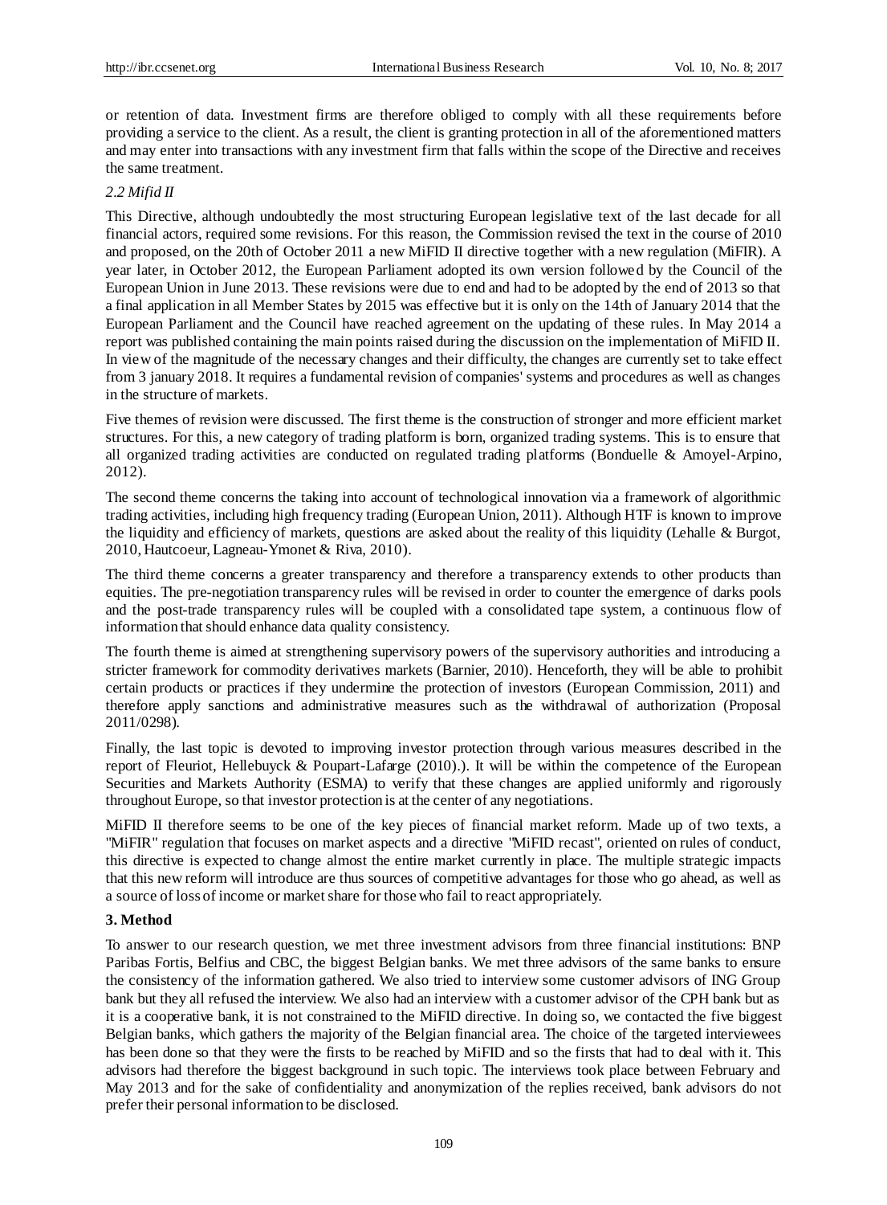or retention of data. Investment firms are therefore obliged to comply with all these requirements before providing a service to the client. As a result, the client is granting protection in all of the aforementioned matters and may enter into transactions with any investment firm that falls within the scope of the Directive and receives the same treatment.

### *2.2 Mifid II*

This Directive, although undoubtedly the most structuring European legislative text of the last decade for all financial actors, required some revisions. For this reason, the Commission revised the text in the course of 2010 and proposed, on the 20th of October 2011 a new MiFID II directive together with a new regulation (MiFIR). A year later, in October 2012, the European Parliament adopted its own version followed by the Council of the European Union in June 2013. These revisions were due to end and had to be adopted by the end of 2013 so that a final application in all Member States by 2015 was effective but it is only on the 14th of January 2014 that the European Parliament and the Council have reached agreement on the updating of these rules. In May 2014 a report was published containing the main points raised during the discussion on the implementation of MiFID II. In view of the magnitude of the necessary changes and their difficulty, the changes are currently set to take effect from 3 january 2018. It requires a fundamental revision of companies' systems and procedures as well as changes in the structure of markets.

Five themes of revision were discussed. The first theme is the construction of stronger and more efficient market structures. For this, a new category of trading platform is born, organized trading systems. This is to ensure that all organized trading activities are conducted on regulated trading platforms (Bonduelle & Amoyel-Arpino, 2012).

The second theme concerns the taking into account of technological innovation via a framework of algorithmic trading activities, including high frequency trading (European Union, 2011). Although HTF is known to improve the liquidity and efficiency of markets, questions are asked about the reality of this liquidity (Lehalle & Burgot, 2010, Hautcoeur, Lagneau-Ymonet & Riva, 2010).

The third theme concerns a greater transparency and therefore a transparency extends to other products than equities. The pre-negotiation transparency rules will be revised in order to counter the emergence of darks pools and the post-trade transparency rules will be coupled with a consolidated tape system, a continuous flow of information that should enhance data quality consistency.

The fourth theme is aimed at strengthening supervisory powers of the supervisory authorities and introducing a stricter framework for commodity derivatives markets (Barnier, 2010). Henceforth, they will be able to prohibit certain products or practices if they undermine the protection of investors (European Commission, 2011) and therefore apply sanctions and administrative measures such as the withdrawal of authorization (Proposal 2011/0298).

Finally, the last topic is devoted to improving investor protection through various measures described in the report of Fleuriot, Hellebuyck & Poupart-Lafarge (2010).). It will be within the competence of the European Securities and Markets Authority (ESMA) to verify that these changes are applied uniformly and rigorously throughout Europe, so that investor protection is at the center of any negotiations.

MiFID II therefore seems to be one of the key pieces of financial market reform. Made up of two texts, a "MiFIR" regulation that focuses on market aspects and a directive "MiFID recast", oriented on rules of conduct, this directive is expected to change almost the entire market currently in place. The multiple strategic impacts that this new reform will introduce are thus sources of competitive advantages for those who go ahead, as well as a source of loss of income or market share for those who fail to react appropriately.

## 3. Method

To answer to our research question, we met three investment advisors from three financial institutions: BNP Paribas Fortis, Belfius and CBC, the biggest Belgian banks. We met three advisors of the same banks to ensure the consistency of the information gathered. We also tried to interview some customer advisors of ING Group bank but they all refused the interview. We also had an interview with a customer advisor of the CPH bank but as it is a cooperative bank, it is not constrained to the MiFID directive. In doing so, we contacted the five biggest Belgian banks, which gathers the majority of the Belgian financial area. The choice of the targeted interviewees has been done so that they were the firsts to be reached by MiFID and so the firsts that had to deal with it. This advisors had therefore the biggest background in such topic. The interviews took place between February and May 2013 and for the sake of confidentiality and anonymization of the replies received, bank advisors do not prefer their personal information to be disclosed.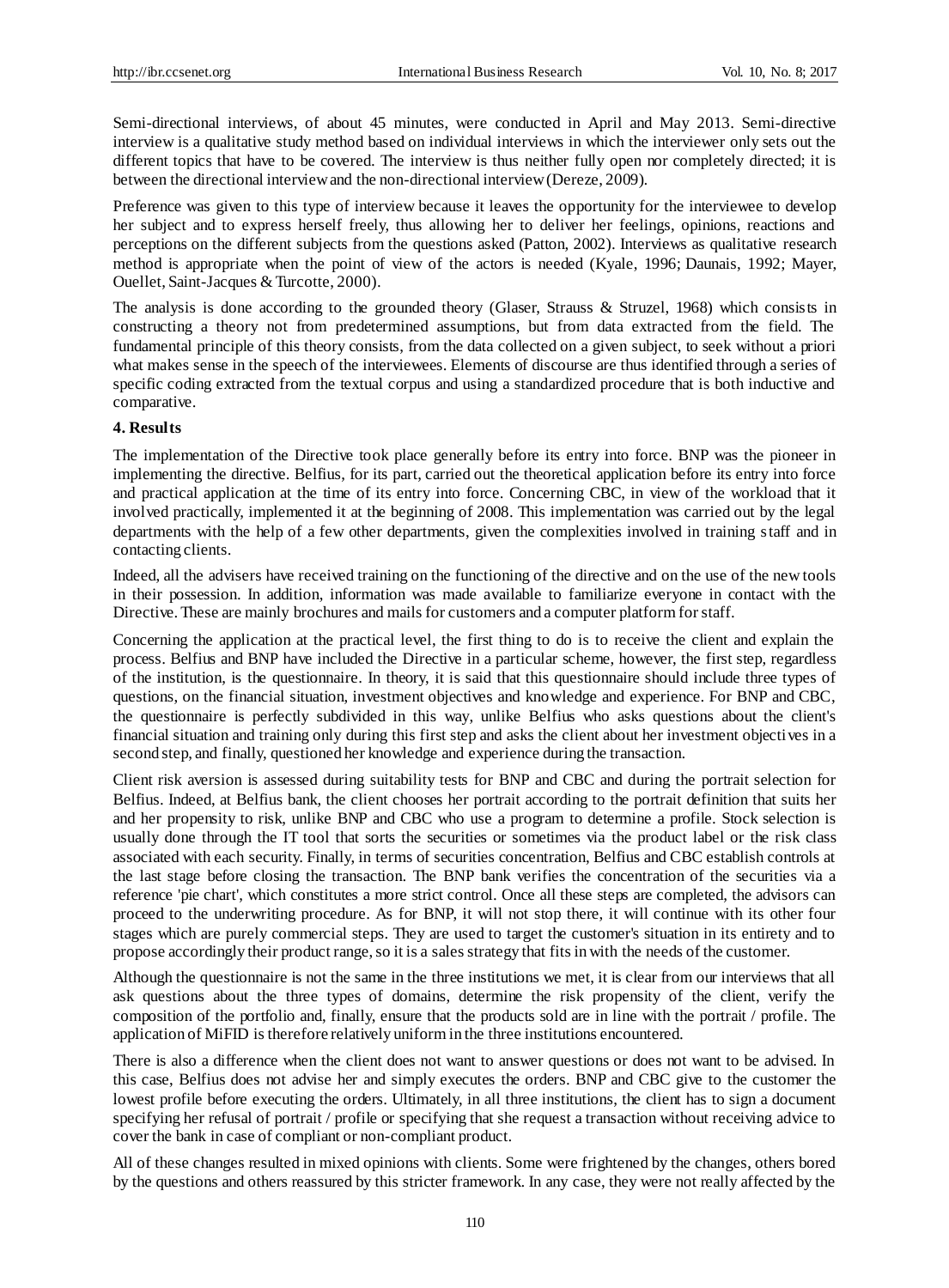Semi-directional interviews, of about 45 minutes, were conducted in April and May 2013. Semi-directive interview is a qualitative study method based on individual interviews in which the interviewer only sets out the different topics that have to be covered. The interview is thus neither fully open nor completely directed; it is between the directional interview and the non-directional interview (Dereze, 2009).

Preference was given to this type of interview because it leaves the opportunity for the interviewee to develop her subject and to express herself freely, thus allowing her to deliver her feelings, opinions, reactions and perceptions on the different subjects from the questions asked (Patton, 2002). Interviews as qualitative research method is appropriate when the point of view of the actors is needed (Kyale, 1996; Daunais, 1992; Mayer, Ouellet, Saint-Jacques & Turcotte, 2000).

The analysis is done according to the grounded theory (Glaser, Strauss & Struzel, 1968) which consists in constructing a theory not from predetermined assumptions, but from data extracted from the field. The fundamental principle of this theory consists, from the data collected on a given subject, to seek without a priori what makes sense in the speech of the interviewees. Elements of discourse are thus identified through a series of specific coding extracted from the textual corpus and using a standardized procedure that is both inductive and comparative.

## 4. Results

The implementation of the Directive took place generally before its entry into force. BNP was the pioneer in implementing the directive. Belfius, for its part, carried out the theoretical application before its entry into force and practical application at the time of its entry into force. Concerning CBC, in view of the workload that it involved practically, implemented it at the beginning of 2008. This implementation was carried out by the legal departments with the help of a few other departments, given the complexities involved in training staff and in contacting clients.

Indeed, all the advisers have received training on the functioning of the directive and on the use of the new tools in their possession. In addition, information was made available to familiarize everyone in contact with the Directive. These are mainly brochures and mails for customers and a computer platform for staff.

Concerning the application at the practical level, the first thing to do is to receive the client and explain the process. Belfius and BNP have included the Directive in a particular scheme, however, the first step, regardless of the institution, is the questionnaire. In theory, it is said that this questionnaire should include three types of questions, on the financial situation, investment objectives and knowledge and experience. For BNP and CBC, the questionnaire is perfectly subdivided in this way, unlike Belfius who asks questions about the client's financial situation and training only during this first step and asks the client about her investment objectives in a second step, and finally, questioned her knowledge and experience during the transaction.

Client risk aversion is assessed during suitability tests for BNP and CBC and during the portrait selection for Belfius. Indeed, at Belfius bank, the client chooses her portrait according to the portrait definition that suits her and her propensity to risk, unlike BNP and CBC who use a program to determine a profile. Stock selection is usually done through the IT tool that sorts the securities or sometimes via the product label or the risk class associated with each security. Finally, in terms of securities concentration, Belfius and CBC establish controls at the last stage before closing the transaction. The BNP bank verifies the concentration of the securities via a reference 'pie chart', which constitutes a more strict control. Once all these steps are completed, the advisors can proceed to the underwriting procedure. As for BNP, it will not stop there, it will continue with its other four stages which are purely commercial steps. They are used to target the customer's situation in its entirety and to propose accordingly their product range, so it is a sales strategy that fits in with the needs of the customer.

Although the questionnaire is not the same in the three institutions we met, it is clear from our interviews that all ask questions about the three types of domains, determine the risk propensity of the client, verify the composition of the portfolio and, finally, ensure that the products sold are in line with the portrait / profile. The application of MiFID is therefore relatively uniform in the three institutions encountered.

There is also a difference when the client does not want to answer questions or does not want to be advised. In this case, Belfius does not advise her and simply executes the orders. BNP and CBC give to the customer the lowest profile before executing the orders. Ultimately, in all three institutions, the client has to sign a document specifying her refusal of portrait / profile or specifying that she request a transaction without receiving advice to cover the bank in case of compliant or non-compliant product.

All of these changes resulted in mixed opinions with clients. Some were frightened by the changes, others bored by the questions and others reassured by this stricter framework. In any case, they were not really affected by the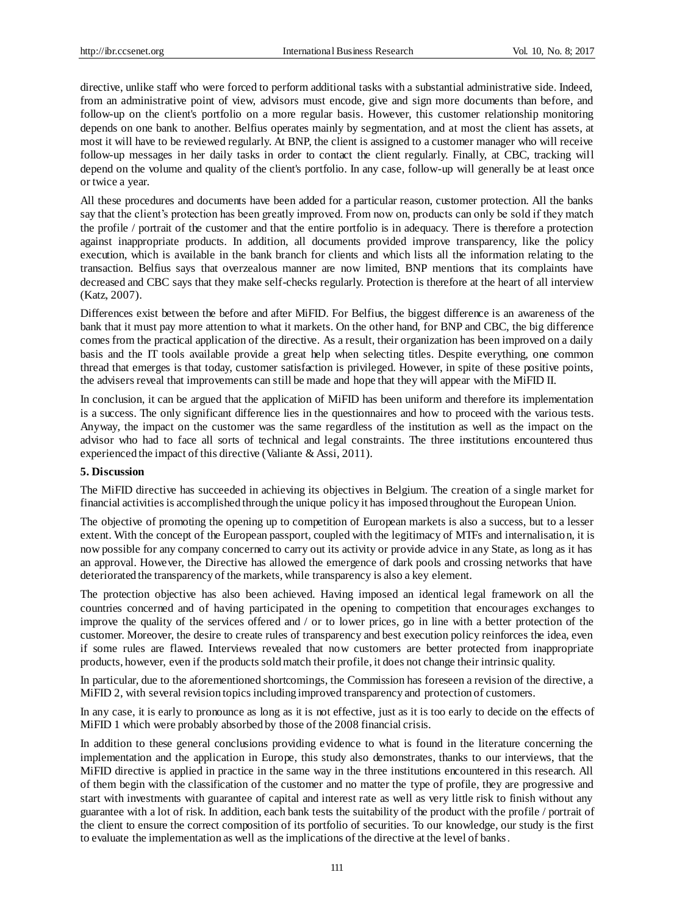directive, unlike staff who were forced to perform additional tasks with a substantial administrative side. Indeed, from an administrative point of view, advisors must encode, give and sign more documents than before, and follow-up on the client's portfolio on a more regular basis. However, this customer relationship monitoring depends on one bank to another. Belfius operates mainly by segmentation, and at most the client has assets, at most it will have to be reviewed regularly. At BNP, the client is assigned to a customer manager who will receive follow-up messages in her daily tasks in order to contact the client regularly. Finally, at CBC, tracking will depend on the volume and quality of the client's portfolio. In any case, follow-up will generally be at least once or twice a year.

All these procedures and documents have been added for a particular reason, customer protection. All the banks say that the client's protection has been greatly improved. From now on, products can only be sold if they match the profile / portrait of the customer and that the entire portfolio is in adequacy. There is therefore a protection against inappropriate products. In addition, all documents provided improve transparency, like the policy execution, which is available in the bank branch for clients and which lists all the information relating to the transaction. Belfius says that overzealous manner are now limited, BNP mentions that its complaints have decreased and CBC says that they make self-checks regularly. Protection is therefore at the heart of all interview (Katz, 2007).

Differences exist between the before and after MiFID. For Belfius, the biggest difference is an awareness of the bank that it must pay more attention to what it markets. On the other hand, for BNP and CBC, the big difference comes from the practical application of the directive. As a result, their organization has been improved on a daily basis and the IT tools available provide a great help when selecting titles. Despite everything, one common thread that emerges is that today, customer satisfaction is privileged. However, in spite of these positive points, the advisers reveal that improvements can still be made and hope that they will appear with the MiFID II.

In conclusion, it can be argued that the application of MiFID has been uniform and therefore its implementation is a success. The only significant difference lies in the questionnaires and how to proceed with the various tests. Anyway, the impact on the customer was the same regardless of the institution as well as the impact on the advisor who had to face all sorts of technical and legal constraints. The three institutions encountered thus experienced the impact of this directive (Valiante & Assi, 2011).

## 5. Discussion

The MiFID directive has succeeded in achieving its objectives in Belgium. The creation of a single market for financial activities is accomplished through the unique policy it has imposed throughout the European Union.

The objective of promoting the opening up to competition of European markets is also a success, but to a lesser extent. With the concept of the European passport, coupled with the legitimacy of MTFs and internalisation, it is now possible for any company concerned to carry out its activity or provide advice in any State, as long as it has an approval. However, the Directive has allowed the emergence of dark pools and crossing networks that have deteriorated the transparency of the markets, while transparency is also a key element.

The protection objective has also been achieved. Having imposed an identical legal framework on all the countries concerned and of having participated in the opening to competition that encourages exchanges to improve the quality of the services offered and / or to lower prices, go in line with a better protection of the customer. Moreover, the desire to create rules of transparency and best execution policy reinforces the idea, even if some rules are flawed. Interviews revealed that now customers are better protected from inappropriate products, however, even if the products sold match their profile, it does not change their intrinsic quality.

In particular, due to the aforementioned shortcomings, the Commission has foreseen a revision of the directive, a MiFID 2, with several revision topics including improved transparency and protection of customers.

In any case, it is early to pronounce as long as it is not effective, just as it is too early to decide on the effects of MiFID 1 which were probably absorbed by those of the 2008 financial crisis.

In addition to these general conclusions providing evidence to what is found in the literature concerning the implementation and the application in Europe, this study also demonstrates, thanks to our interviews, that the MiFID directive is applied in practice in the same way in the three institutions encountered in this research. All of them begin with the classification of the customer and no matter the type of profile, they are progressive and start with investments with guarantee of capital and interest rate as well as very little risk to finish without any guarantee with a lot of risk. In addition, each bank tests the suitability of the product with the profile / portrait of the client to ensure the correct composition of its portfolio of securities. To our knowledge, our study is the first to evaluate the implementation as well as the implications of the directive at the level of banks.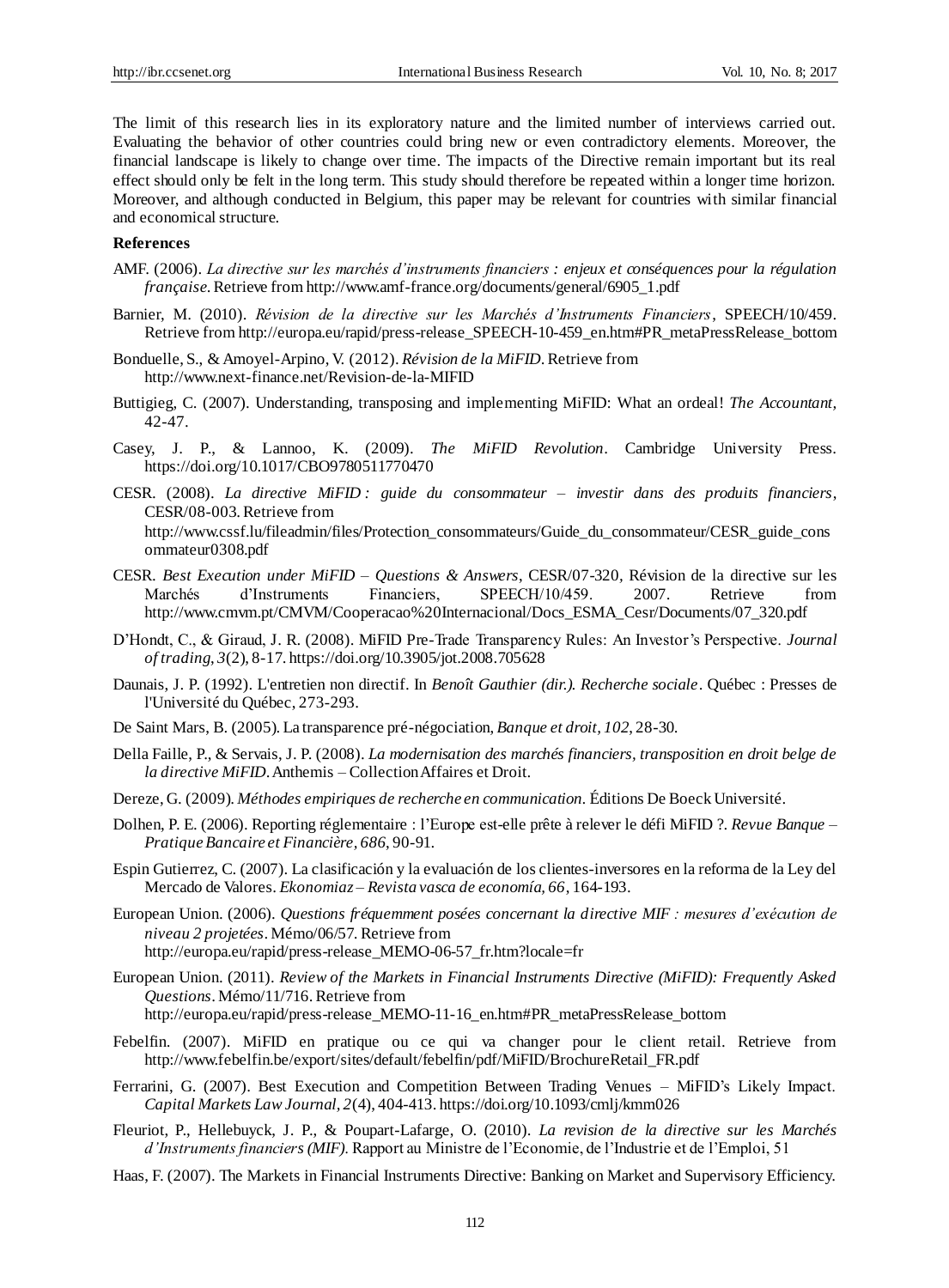The limit of this research lies in its exploratory nature and the limited number of interviews carried out. Evaluating the behavior of other countries could bring new or even contradictory elements. Moreover, the financial landscape is likely to change over time. The impacts of the Directive remain important but its real effect should only be felt in the long term. This study should therefore be repeated within a longer time horizon. Moreover, and although conducted in Belgium, this paper may be relevant for countries with similar financial and economical structure.

**References**

AMF. (2006). *La directive sur les marchés d'instruments financiers : enjeux et conséquences pour la régulation française*. Retrieve from http://www.amf-france.org/documents/general/6905_1.pdf

Barnier, M. (2010). *Révision de la directive sur les Marchés d'Instruments Financiers*, SPEECH/10/459. Retrieve from http://europa.eu/rapid/press-release_SPEECH-10-459_en.htm#PR_metaPressRelease_bottom

Bonduelle, S., & Amoyel-Arpino, V. (2012). *Révision de la MiFID*. Retrieve from http://www.next-finance.net/Revision-de-la-MIFID

Buttigieg, C. (2007). Understanding, transposing and implementing MiFID: What an ordeal! *The Accountant*, 42-47.

Casey, J. P., & Lannoo, K. (2009). *The MiFID Revolution*. Cambridge University Press. https://doi.org/10.1017/CBO9780511770470

CESR. (2008). *La directive MiFID : guide du consommateur – investir dans des produits financiers*, CESR/08-003. Retrieve from http://www.cssf.lu/fileadmin/files/Protection_consommateurs/Guide_du_consommateur/CESR_guide_consommateur0308.pdf

CESR. *Best Execution under MiFID – Questions & Answers*, CESR/07-320, Révision de la directive sur les Marchés d'Instruments Financiers, SPEECH/10/459. 2007. Retrieve from http://www.cmvm.pt/CMVM/Cooperacao%20Internacional/Docs_ESMA_Cesr/Documents/07_320.pdf

D'Hondt, C., & Giraud, J. R. (2008). MiFID Pre-Trade Transparency Rules: An Investor's Perspective. *Journal of trading, 3*(2), 8-17. https://doi.org/10.3905/jot.2008.705628

Daunais, J. P. (1992). L'entretien non directif. In *Benoît Gauthier (dir.). Recherche sociale*. Québec : Presses de l'Université du Québec, 273-293.

De Saint Mars, B. (2005). La transparence pré-négociation, *Banque et droit*, *102*, 28-30.

Della Faille, P., & Servais, J. P. (2008). *La modernisation des marchés financiers, transposition en droit belge de la directive MiFID*. Anthemis – Collection Affaires et Droit.

Dereze, G. (2009). *Méthodes empiriques de recherche en communication*. Éditions De Boeck Université.

Dolhen, P. E. (2006). Reporting réglementaire : l'Europe est-elle prête à relever le défi MiFID ?. *Revue Banque – Pratique Bancaire et Financière*, *686*, 90-91.

Espin Gutierrez, C. (2007). La clasificación y la evaluación de los clientes-inversores en la reforma de la Ley del Mercado de Valores. *Ekonomiaz – Revista vasca de economía, 66*, 164-193.

European Union. (2006). *Questions fréquemment posées concernant la directive MIF : mesures d'exécution de niveau 2 projetées*. Mémo/06/57. Retrieve from http://europa.eu/rapid/press-release_MEMO-06-57_fr.htm?locale=fr

European Union. (2011). *Review of the Markets in Financial Instruments Directive (MiFID): Frequently Asked Questions*. Mémo/11/716. Retrieve from http://europa.eu/rapid/press-release_MEMO-11-16_en.htm#PR_metaPressRelease_bottom

Febelfin. (2007). MiFID en pratique ou ce qui va changer pour le client retail. Retrieve from http://www.febelfin.be/export/sites/default/febelfin/pdf/MiFID/BrochureRetail_FR.pdf

Ferrarini, G. (2007). Best Execution and Competition Between Trading Venues – MiFID's Likely Impact. *Capital Markets Law Journal, 2*(4), 404-413. https://doi.org/10.1093/cmlj/kmm026

Fleuriot, P., Hellebuyck, J. P., & Poupart-Lafarge, O. (2010). *La revision de la directive sur les Marchés d'Instruments financiers (MIF)*. Rapport au Ministre de l'Economie, de l'Industrie et de l'Emploi, 51

Haas, F. (2007). The Markets in Financial Instruments Directive: Banking on Market and Supervisory Efficiency.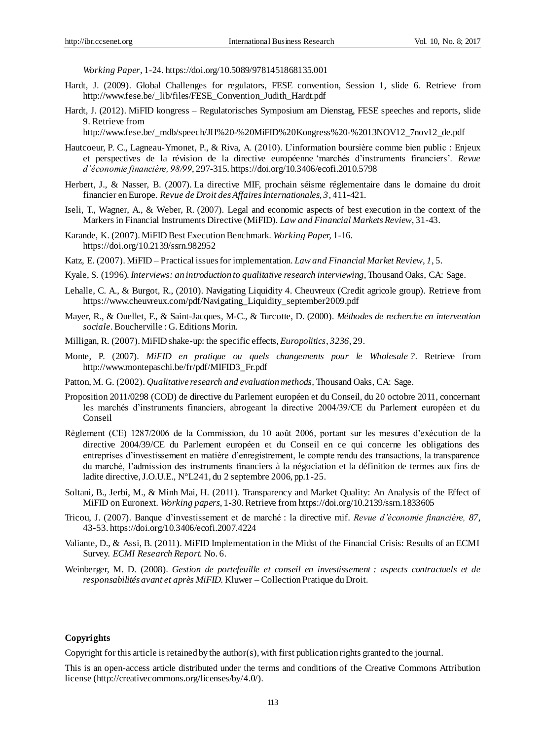*Working Paper*, 1-24. https://doi.org/10.5089/9781451868135.001

Hardt, J. (2009). Global Challenges for regulators, FESE convention, Session 1, slide 6. Retrieve from http://www.fese.be/_lib/files/FESE_Convention_Judith_Hardt.pdf

Hardt, J. (2012). MiFID kongress – Regulatorisches Symposium am Dienstag, FESE speeches and reports, slide 9. Retrieve from http://www.fese.be/_mdb/speech/JH%20-%20MiFID%20Kongress%20-%2013NOV12_7nov12_de.pdf

Hautcoeur, P. C., Lagneau-Ymonet, P., & Riva, A. (2010). L'information boursière comme bien public : Enjeux et perspectives de la révision de la directive européenne 'marchés d'instruments financiers'. *Revue d'économie financière, 98/99*, 297-315. https://doi.org/10.3406/ecofi.2010.5798

Herbert, J., & Nasser, B. (2007). La directive MIF, prochain séisme réglementaire dans le domaine du droit financier en Europe. *Revue de Droit des Affaires Internationales, 3*, 411-421.

Iseli, T., Wagner, A., & Weber, R. (2007). Legal and economic aspects of best execution in the context of the Markers in Financial Instruments Directive (MiFID). *Law and Financial Markets Review*, 31-43.

Karande, K. (2007). MiFID Best Execution Benchmark. *Working Paper*, 1-16. https://doi.org/10.2139/ssrn.982952

Katz, E. (2007). MiFID – Practical issues for implementation. *Law and Financial Market Review, 1*, 5.

Kyale, S. (1996). *Interviews: an introduction to qualitative research interviewing*, Thousand Oaks, CA: Sage.

Lehalle, C. A., & Burgot, R., (2010). Navigating Liquidity 4. Cheuvreux (Credit agricole group). Retrieve from https://www.cheuvreux.com/pdf/Navigating_Liquidity_september2009.pdf

Mayer, R., & Ouellet, F., & Saint-Jacques, M-C., & Turcotte, D. (2000). *Méthodes de recherche en intervention sociale*. Boucherville : G. Editions Morin.

Milligan, R. (2007). MiFID shake-up: the specific effects, *Europolitics, 3236*, 29.

Monte, P. (2007). *MiFID en pratique ou quels changements pour le Wholesale ?*. Retrieve from http://www.montepaschi.be/fr/pdf/MIFID3_Fr.pdf

Patton, M. G. (2002). *Qualitative research and evaluation methods*, Thousand Oaks, CA: Sage.

Proposition 2011/0298 (COD) de directive du Parlement européen et du Conseil, du 20 octobre 2011, concernant les marchés d'instruments financiers, abrogeant la directive 2004/39/CE du Parlement européen et du Conseil

Règlement (CE) 1287/2006 de la Commission, du 10 août 2006, portant sur les mesures d'exécution de la directive 2004/39/CE du Parlement européen et du Conseil en ce qui concerne les obligations des entreprises d'investissement en matière d'enregistrement, le compte rendu des transactions, la transparence du marché, l'admission des instruments financiers à la négociation et la définition de termes aux fins de ladite directive, J.O.U.E., N°L241, du 2 septembre 2006, pp.1-25.

Soltani, B., Jerbi, M., & Minh Mai, H. (2011). Transparency and Market Quality: An Analysis of the Effect of MiFID on Euronext. *Working papers*, 1-30. Retrieve from https://doi.org/10.2139/ssrn.1833605

Tricou, J. (2007). Banque d'investissement et de marché : la directive mif. *Revue d'économie financière, 87*, 43-53. https://doi.org/10.3406/ecofi.2007.4224

Valiante, D., & Assi, B. (2011). MiFID Implementation in the Midst of the Financial Crisis: Results of an ECMI Survey. *ECMI Research Report.* No. 6.

Weinberger, M. D. (2008). *Gestion de portefeuille et conseil en investissement : aspects contractuels et de responsabilités avant et après MiFID.* Kluwer – Collection Pratique du Droit.

**Copyrights**

Copyright for this article is retained by the author(s), with first publication rights granted to the journal.

This is an open-access article distributed under the terms and conditions of the Creative Commons Attribution license (http://creativecommons.org/licenses/by/4.0/).